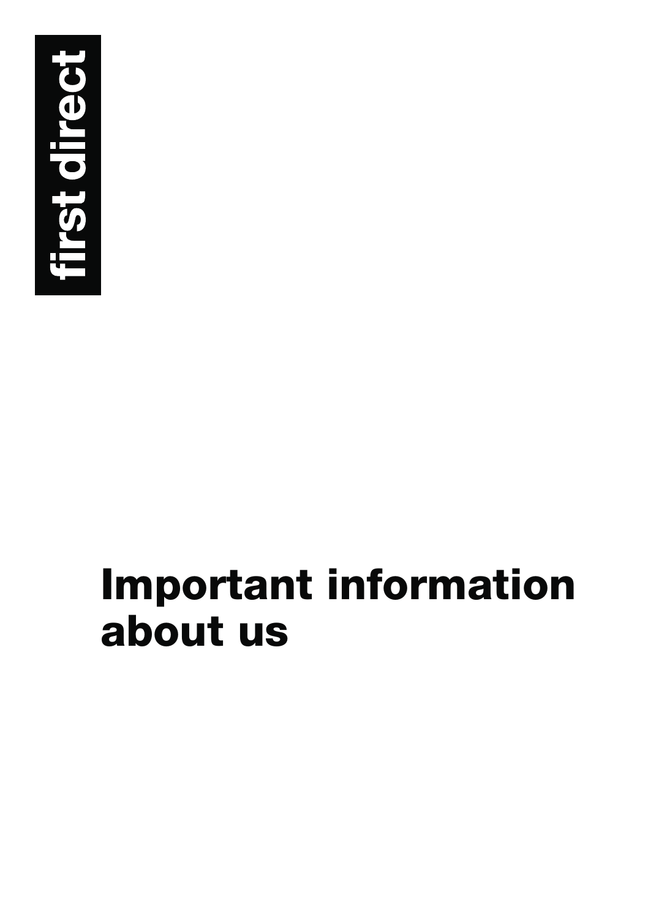first direct

# Important information about us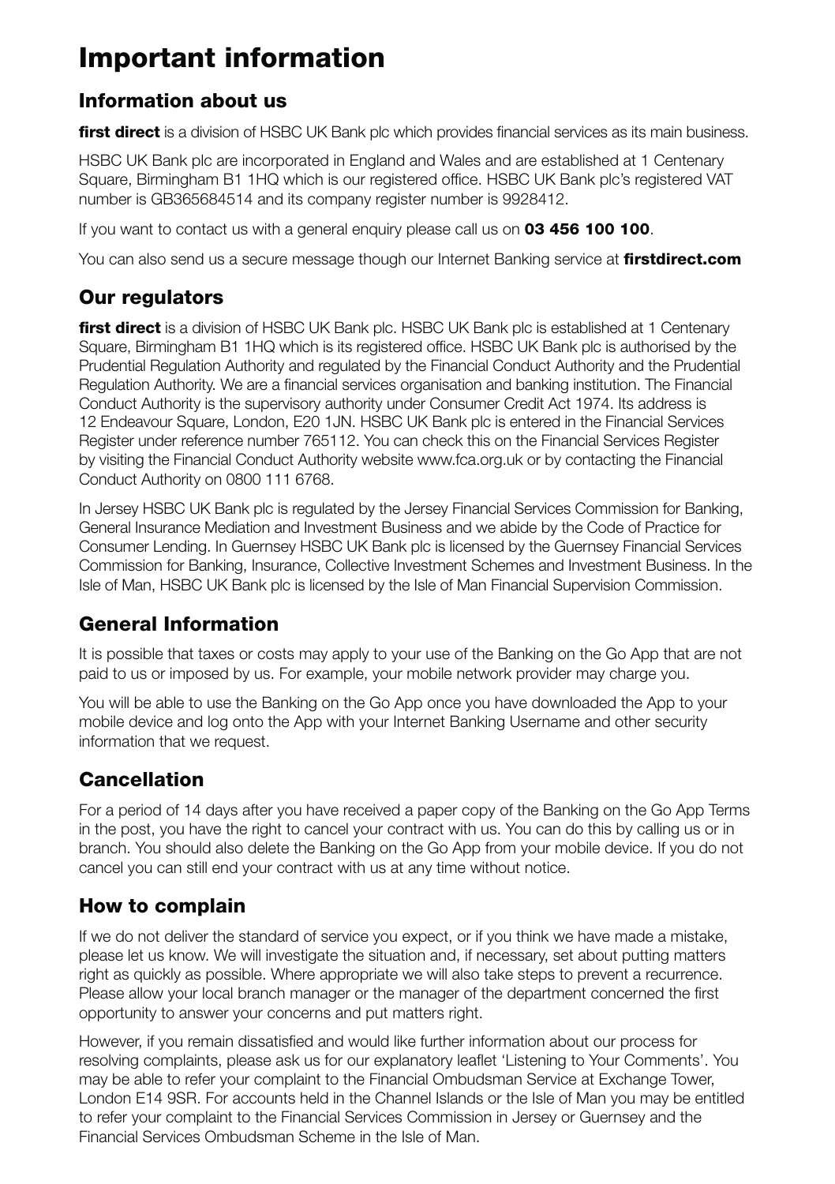# Important information

## Information about us

**first direct** is a division of HSBC UK Bank plc which provides financial services as its main business.

HSBC UK Bank plc are incorporated in England and Wales and are established at 1 Centenary Square, Birmingham B1 1HQ which is our registered office. HSBC UK Bank plc's registered VAT number is GB365684514 and its company register number is 9928412.

If you want to contact us with a general enquiry please call us on **03 456 100 100**.

You can also send us a secure message though our Internet Banking service at **firstdirect.com**

## Our regulators

**first direct** is a division of HSBC UK Bank plc. HSBC UK Bank plc is established at 1 Centenary Square, Birmingham B1 1HQ which is its registered office. HSBC UK Bank plc is authorised by the Prudential Regulation Authority and regulated by the Financial Conduct Authority and the Prudential Regulation Authority. We are a financial services organisation and banking institution. The Financial Conduct Authority is the supervisory authority under Consumer Credit Act 1974. Its address is 12 Endeavour Square, London, E20 1JN. HSBC UK Bank plc is entered in the Financial Services Register under reference number 765112. You can check this on the Financial Services Register by visiting the Financial Conduct Authority website www.fca.org.uk or by contacting the Financial Conduct Authority on 0800 111 6768.

In Jersey HSBC UK Bank plc is regulated by the Jersey Financial Services Commission for Banking, General Insurance Mediation and Investment Business and we abide by the Code of Practice for Consumer Lending. In Guernsey HSBC UK Bank plc is licensed by the Guernsey Financial Services Commission for Banking, Insurance, Collective Investment Schemes and Investment Business. In the Isle of Man, HSBC UK Bank plc is licensed by the Isle of Man Financial Supervision Commission.

## General Information

It is possible that taxes or costs may apply to your use of the Banking on the Go App that are not paid to us or imposed by us. For example, your mobile network provider may charge you.

You will be able to use the Banking on the Go App once you have downloaded the App to your mobile device and log onto the App with your Internet Banking Username and other security information that we request.

## Cancellation

For a period of 14 days after you have received a paper copy of the Banking on the Go App Terms in the post, you have the right to cancel your contract with us. You can do this by calling us or in branch. You should also delete the Banking on the Go App from your mobile device. If you do not cancel you can still end your contract with us at any time without notice.

## How to complain

If we do not deliver the standard of service you expect, or if you think we have made a mistake, please let us know. We will investigate the situation and, if necessary, set about putting matters right as quickly as possible. Where appropriate we will also take steps to prevent a recurrence. Please allow your local branch manager or the manager of the department concerned the first opportunity to answer your concerns and put matters right.

However, if you remain dissatisfied and would like further information about our process for resolving complaints, please ask us for our explanatory leaflet 'Listening to Your Comments'. You may be able to refer your complaint to the Financial Ombudsman Service at Exchange Tower, London E14 9SR. For accounts held in the Channel Islands or the Isle of Man you may be entitled to refer your complaint to the Financial Services Commission in Jersey or Guernsey and the Financial Services Ombudsman Scheme in the Isle of Man.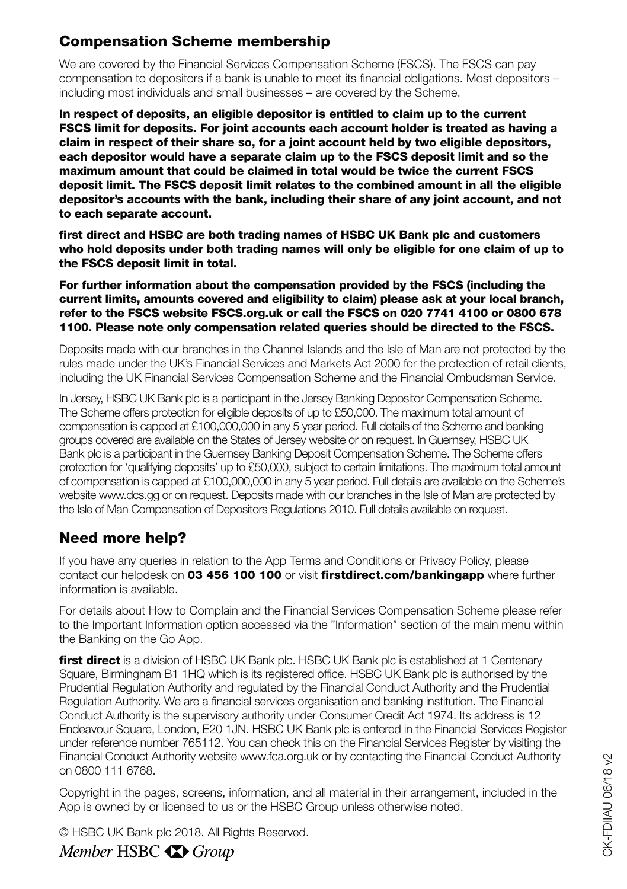## Compensation Scheme membership

We are covered by the Financial Services Compensation Scheme (FSCS). The FSCS can pay compensation to depositors if a bank is unable to meet its financial obligations. Most depositors – including most individuals and small businesses – are covered by the Scheme.

**In respect of deposits, an eligible depositor is entitled to claim up to the current FSCS limit for deposits. For joint accounts each account holder is treated as having a claim in respect of their share so, for a joint account held by two eligible depositors, each depositor would have a separate claim up to the FSCS deposit limit and so the maximum amount that could be claimed in total would be twice the current FSCS deposit limit. The FSCS deposit limit relates to the combined amount in all the eligible depositor's accounts with the bank, including their share of any joint account, and not to each separate account.**

**first direct and HSBC are both trading names of HSBC UK Bank plc and customers who hold deposits under both trading names will only be eligible for one claim of up to the FSCS deposit limit in total.**

**For further information about the compensation provided by the FSCS (including the current limits, amounts covered and eligibility to claim) please ask at your local branch, refer to the FSCS website FSCS.org.uk or call the FSCS on 020 7741 4100 or 0800 678 1100. Please note only compensation related queries should be directed to the FSCS.**

Deposits made with our branches in the Channel Islands and the Isle of Man are not protected by the rules made under the UK's Financial Services and Markets Act 2000 for the protection of retail clients, including the UK Financial Services Compensation Scheme and the Financial Ombudsman Service.

In Jersey, HSBC UK Bank plc is a participant in the Jersey Banking Depositor Compensation Scheme. The Scheme offers protection for eligible deposits of up to £50,000. The maximum total amount of compensation is capped at £100,000,000 in any 5 year period. Full details of the Scheme and banking groups covered are available on the States of Jersey website or on request. In Guernsey, HSBC UK Bank plc is a participant in the Guernsey Banking Deposit Compensation Scheme. The Scheme offers protection for 'qualifying deposits' up to £50,000, subject to certain limitations. The maximum total amount of compensation is capped at £100,000,000 in any 5 year period. Full details are available on the Scheme's website www.dcs.gg or on request. Deposits made with our branches in the Isle of Man are protected by the Isle of Man Compensation of Depositors Regulations 2010. Full details available on request.

## Need more help?

If you have any queries in relation to the App Terms and Conditions or Privacy Policy, please contact our helpdesk on **03 456 100 100** or visit **firstdirect.com/bankingapp** where further information is available.

For details about How to Complain and the Financial Services Compensation Scheme please refer to the Important Information option accessed via the "Information" section of the main menu within the Banking on the Go App.

**first direct** is a division of HSBC UK Bank plc. HSBC UK Bank plc is established at 1 Centenary Square, Birmingham B1 1HQ which is its registered office. HSBC UK Bank plc is authorised by the Prudential Regulation Authority and regulated by the Financial Conduct Authority and the Prudential Regulation Authority. We are a financial services organisation and banking institution. The Financial Conduct Authority is the supervisory authority under Consumer Credit Act 1974. Its address is 12 Endeavour Square, London, E20 1JN. HSBC UK Bank plc is entered in the Financial Services Register under reference number 765112. You can check this on the Financial Services Register by visiting the Financial Conduct Authority website www.fca.org.uk or by contacting the Financial Conduct Authority on 0800 111 6768.

Copyright in the pages, screens, information, and all material in their arrangement, included in the App is owned by or licensed to us or the HSBC Group unless otherwise noted.

© HSBC UK Bank plc 2018. All Rights Reserved.

*Member* HSBC *Group*

CK-FDIIAU 06/18 v2